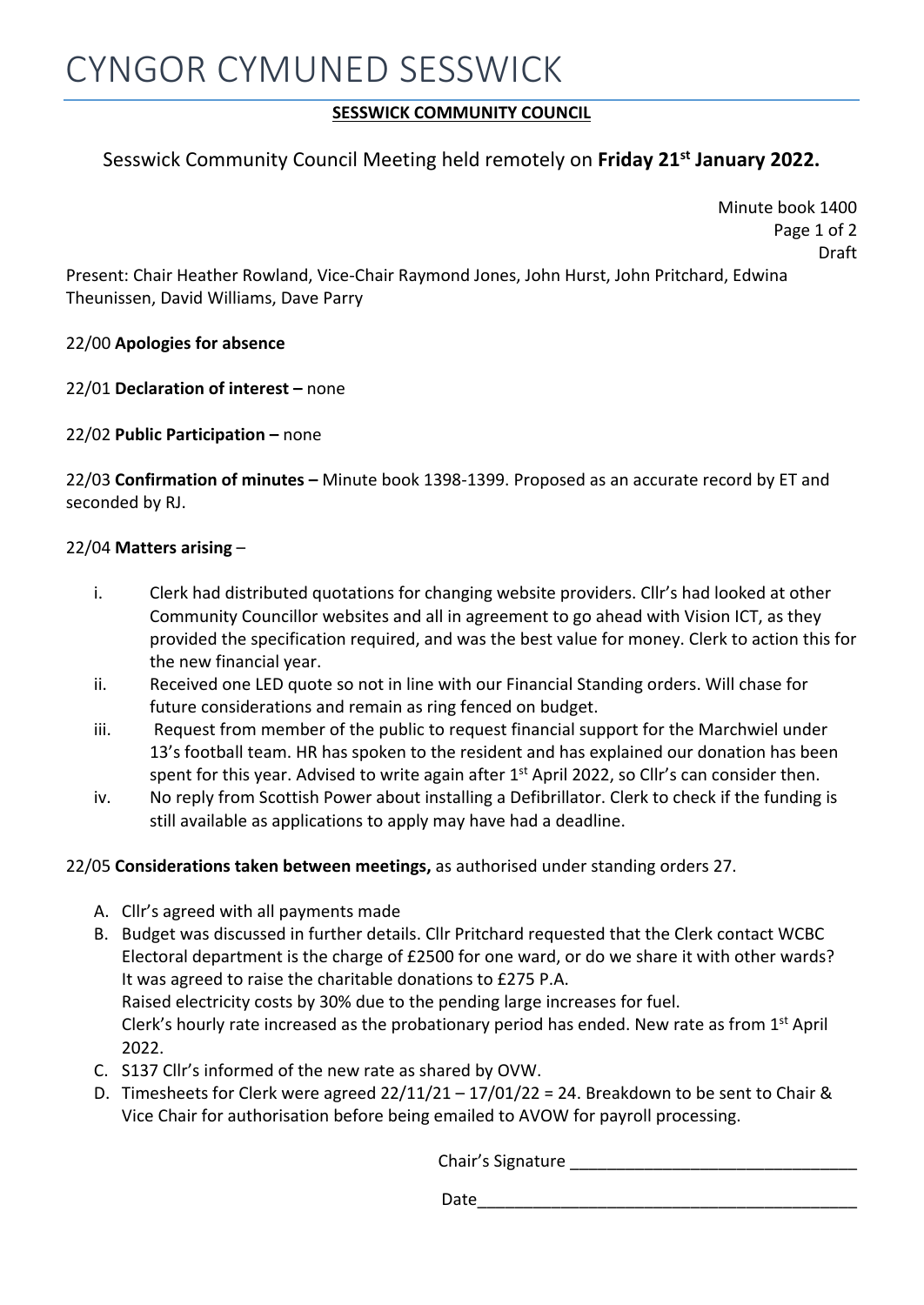# CYNGOR CYMUNED SESSWICK

**SESSWICK COMMUNITY COUNCIL**

Sesswick Community Council Meeting held remotely on **Friday 21st January 2022.**

Minute book 1400
Page 1 of 2
Draft

Present: Chair Heather Rowland, Vice-Chair Raymond Jones, John Hurst, John Pritchard, Edwina Theunissen, David Williams, Dave Parry

22/00 **Apologies for absence**

22/01 **Declaration of interest –** none

22/02 **Public Participation –** none

22/03 **Confirmation of minutes –** Minute book 1398-1399. Proposed as an accurate record by ET and seconded by RJ.

22/04 **Matters arising** –

i. Clerk had distributed quotations for changing website providers. Cllr's had looked at other Community Councillor websites and all in agreement to go ahead with Vision ICT, as they provided the specification required, and was the best value for money. Clerk to action this for the new financial year.
ii. Received one LED quote so not in line with our Financial Standing orders. Will chase for future considerations and remain as ring fenced on budget.
iii. Request from member of the public to request financial support for the Marchwiel under 13's football team. HR has spoken to the resident and has explained our donation has been spent for this year. Advised to write again after 1st April 2022, so Cllr's can consider then.
iv. No reply from Scottish Power about installing a Defibrillator. Clerk to check if the funding is still available as applications to apply may have had a deadline.

22/05 **Considerations taken between meetings,** as authorised under standing orders 27.

A. Cllr's agreed with all payments made
B. Budget was discussed in further details. Cllr Pritchard requested that the Clerk contact WCBC Electoral department is the charge of £2500 for one ward, or do we share it with other wards? It was agreed to raise the charitable donations to £275 P.A.
   Raised electricity costs by 30% due to the pending large increases for fuel.
   Clerk's hourly rate increased as the probationary period has ended. New rate as from 1st April 2022.
C. S137 Cllr's informed of the new rate as shared by OVW.
D. Timesheets for Clerk were agreed 22/11/21 – 17/01/22 = 24. Breakdown to be sent to Chair & Vice Chair for authorisation before being emailed to AVOW for payroll processing.

Chair's Signature ________________________________

Date__________________________________________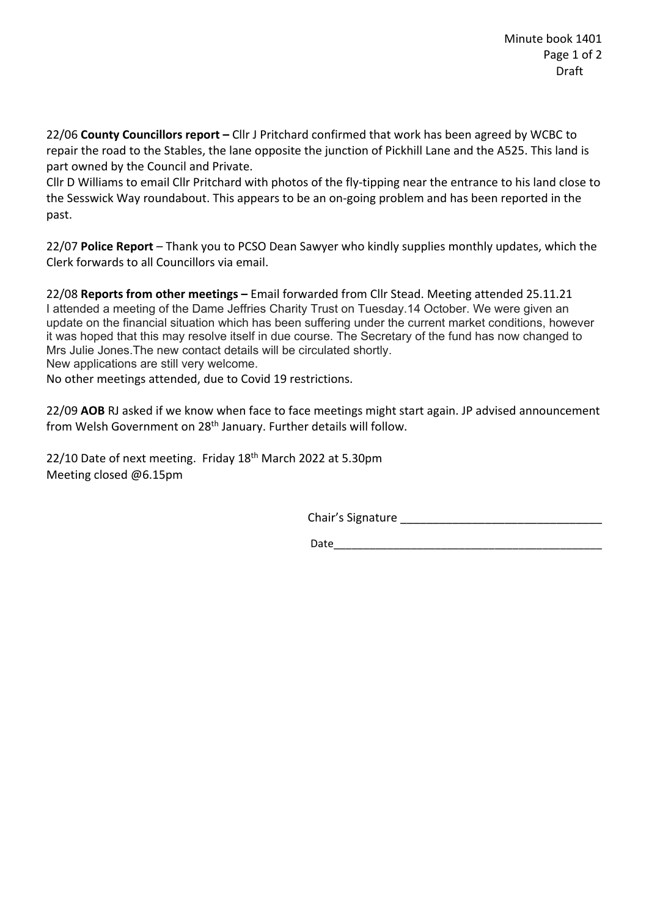22/06 **County Councillors report –** Cllr J Pritchard confirmed that work has been agreed by WCBC to repair the road to the Stables, the lane opposite the junction of Pickhill Lane and the A525. This land is part owned by the Council and Private.
Cllr D Williams to email Cllr Pritchard with photos of the fly-tipping near the entrance to his land close to the Sesswick Way roundabout. This appears to be an on-going problem and has been reported in the past.

22/07 **Police Report** – Thank you to PCSO Dean Sawyer who kindly supplies monthly updates, which the Clerk forwards to all Councillors via email.

22/08 **Reports from other meetings –** Email forwarded from Cllr Stead. Meeting attended 25.11.21
I attended a meeting of the Dame Jeffries Charity Trust on Tuesday.14 October. We were given an update on the financial situation which has been suffering under the current market conditions, however it was hoped that this may resolve itself in due course. The Secretary of the fund has now changed to Mrs Julie Jones.The new contact details will be circulated shortly.
New applications are still very welcome.
No other meetings attended, due to Covid 19 restrictions.

22/09 **AOB** RJ asked if we know when face to face meetings might start again. JP advised announcement from Welsh Government on 28th January. Further details will follow.

22/10 Date of next meeting. Friday 18th March 2022 at 5.30pm
Meeting closed @6.15pm

Chair's Signature ______________________________

Date___________________________________________